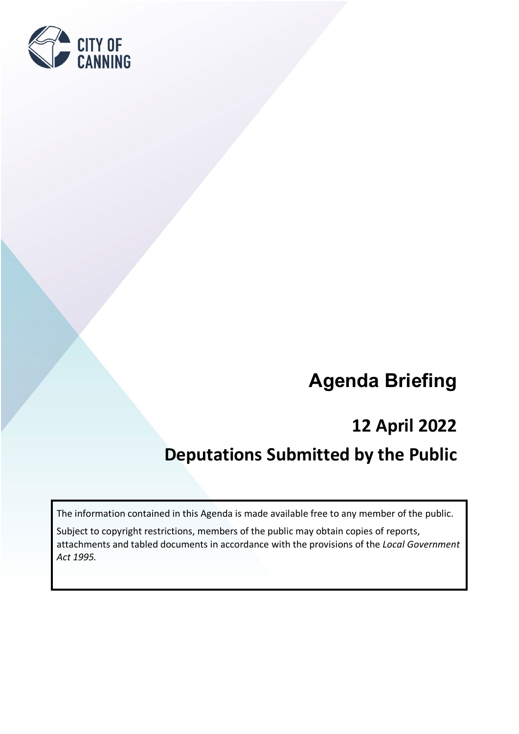CITY OF CANNING

# Agenda Briefing

## 12 April 2022

## Deputations Submitted by the Public

The information contained in this Agenda is made available free to any member of the public.

Subject to copyright restrictions, members of the public may obtain copies of reports, attachments and tabled documents in accordance with the provisions of the *Local Government Act 1995.*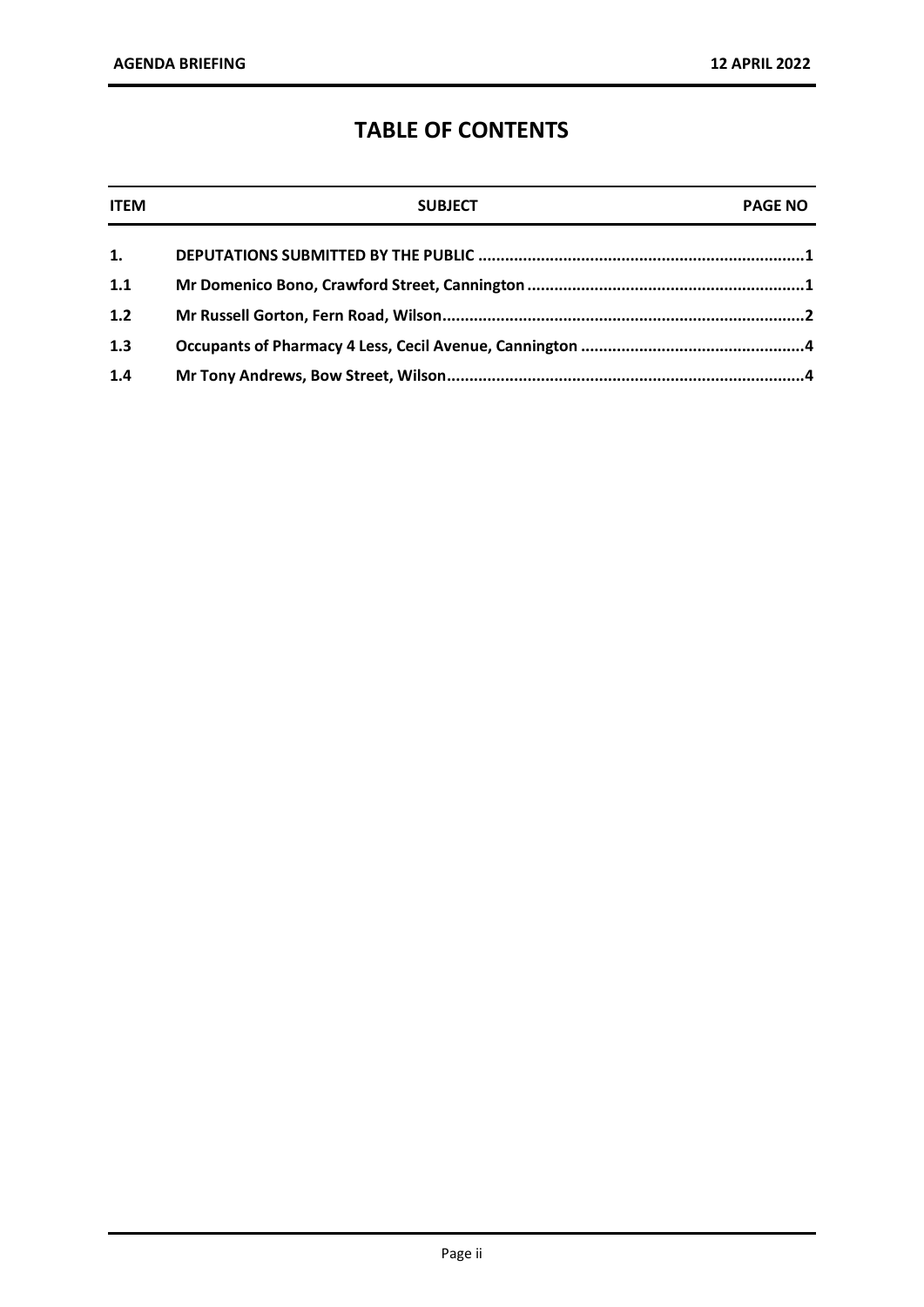# TABLE OF CONTENTS

| ITEM | SUBJECT | PAGE NO |
|---|---|---|
| 1. | **DEPUTATIONS SUBMITTED BY THE PUBLIC** | 1 |
| 1.1 | **Mr Domenico Bono, Crawford Street, Cannington** | 1 |
| 1.2 | **Mr Russell Gorton, Fern Road, Wilson** | 2 |
| 1.3 | **Occupants of Pharmacy 4 Less, Cecil Avenue, Cannington** | 4 |
| 1.4 | **Mr Tony Andrews, Bow Street, Wilson** | 4 |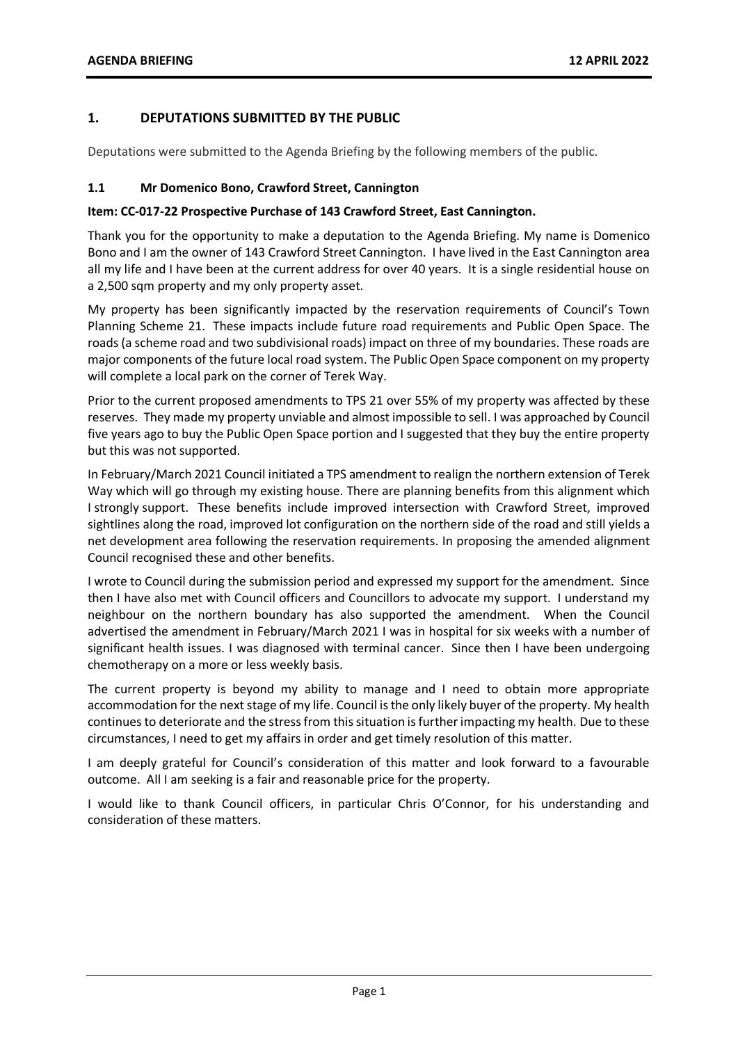## 1. DEPUTATIONS SUBMITTED BY THE PUBLIC

Deputations were submitted to the Agenda Briefing by the following members of the public.

### 1.1 Mr Domenico Bono, Crawford Street, Cannington

**Item: CC-017-22 Prospective Purchase of 143 Crawford Street, East Cannington.**

Thank you for the opportunity to make a deputation to the Agenda Briefing. My name is Domenico Bono and I am the owner of 143 Crawford Street Cannington. I have lived in the East Cannington area all my life and I have been at the current address for over 40 years. It is a single residential house on a 2,500 sqm property and my only property asset.

My property has been significantly impacted by the reservation requirements of Council's Town Planning Scheme 21. These impacts include future road requirements and Public Open Space. The roads (a scheme road and two subdivisional roads) impact on three of my boundaries. These roads are major components of the future local road system. The Public Open Space component on my property will complete a local park on the corner of Terek Way.

Prior to the current proposed amendments to TPS 21 over 55% of my property was affected by these reserves. They made my property unviable and almost impossible to sell. I was approached by Council five years ago to buy the Public Open Space portion and I suggested that they buy the entire property but this was not supported.

In February/March 2021 Council initiated a TPS amendment to realign the northern extension of Terek Way which will go through my existing house. There are planning benefits from this alignment which I strongly support. These benefits include improved intersection with Crawford Street, improved sightlines along the road, improved lot configuration on the northern side of the road and still yields a net development area following the reservation requirements. In proposing the amended alignment Council recognised these and other benefits.

I wrote to Council during the submission period and expressed my support for the amendment. Since then I have also met with Council officers and Councillors to advocate my support. I understand my neighbour on the northern boundary has also supported the amendment. When the Council advertised the amendment in February/March 2021 I was in hospital for six weeks with a number of significant health issues. I was diagnosed with terminal cancer. Since then I have been undergoing chemotherapy on a more or less weekly basis.

The current property is beyond my ability to manage and I need to obtain more appropriate accommodation for the next stage of my life. Council is the only likely buyer of the property. My health continues to deteriorate and the stress from this situation is further impacting my health. Due to these circumstances, I need to get my affairs in order and get timely resolution of this matter.

I am deeply grateful for Council's consideration of this matter and look forward to a favourable outcome. All I am seeking is a fair and reasonable price for the property.

I would like to thank Council officers, in particular Chris O'Connor, for his understanding and consideration of these matters.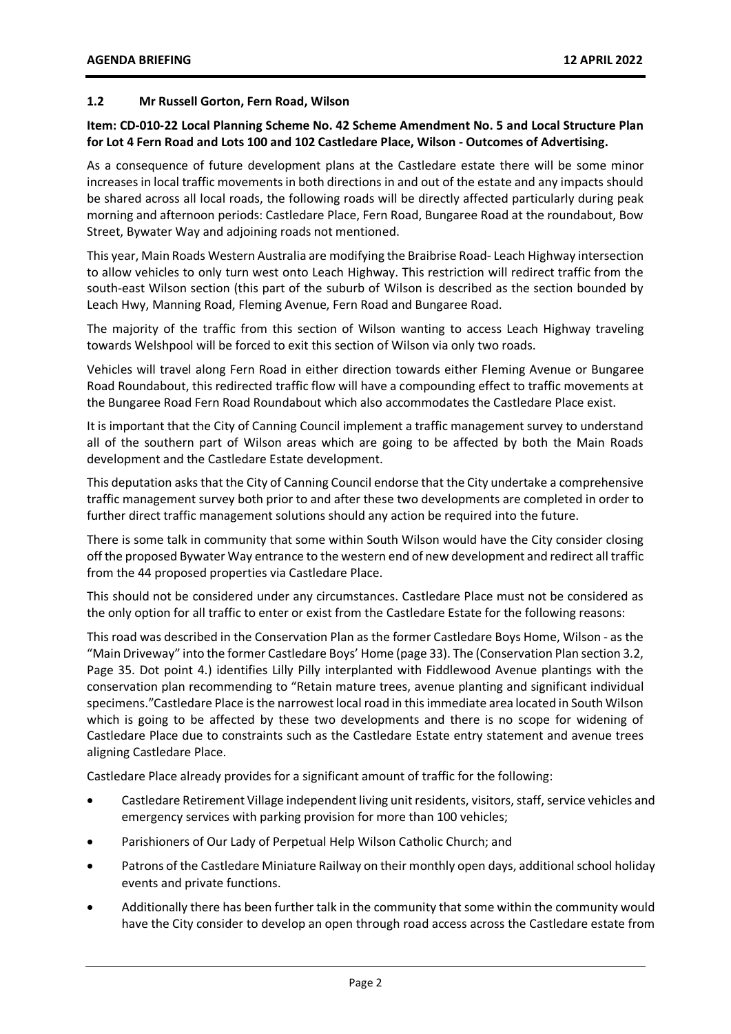### 1.2 Mr Russell Gorton, Fern Road, Wilson

**Item: CD-010-22 Local Planning Scheme No. 42 Scheme Amendment No. 5 and Local Structure Plan for Lot 4 Fern Road and Lots 100 and 102 Castledare Place, Wilson - Outcomes of Advertising.**

As a consequence of future development plans at the Castledare estate there will be some minor increases in local traffic movements in both directions in and out of the estate and any impacts should be shared across all local roads, the following roads will be directly affected particularly during peak morning and afternoon periods: Castledare Place, Fern Road, Bungaree Road at the roundabout, Bow Street, Bywater Way and adjoining roads not mentioned.

This year, Main Roads Western Australia are modifying the Braibrise Road- Leach Highway intersection to allow vehicles to only turn west onto Leach Highway. This restriction will redirect traffic from the south-east Wilson section (this part of the suburb of Wilson is described as the section bounded by Leach Hwy, Manning Road, Fleming Avenue, Fern Road and Bungaree Road.

The majority of the traffic from this section of Wilson wanting to access Leach Highway traveling towards Welshpool will be forced to exit this section of Wilson via only two roads.

Vehicles will travel along Fern Road in either direction towards either Fleming Avenue or Bungaree Road Roundabout, this redirected traffic flow will have a compounding effect to traffic movements at the Bungaree Road Fern Road Roundabout which also accommodates the Castledare Place exist.

It is important that the City of Canning Council implement a traffic management survey to understand all of the southern part of Wilson areas which are going to be affected by both the Main Roads development and the Castledare Estate development.

This deputation asks that the City of Canning Council endorse that the City undertake a comprehensive traffic management survey both prior to and after these two developments are completed in order to further direct traffic management solutions should any action be required into the future.

There is some talk in community that some within South Wilson would have the City consider closing off the proposed Bywater Way entrance to the western end of new development and redirect all traffic from the 44 proposed properties via Castledare Place.

This should not be considered under any circumstances. Castledare Place must not be considered as the only option for all traffic to enter or exist from the Castledare Estate for the following reasons:

This road was described in the Conservation Plan as the former Castledare Boys Home, Wilson - as the "Main Driveway" into the former Castledare Boys' Home (page 33). The (Conservation Plan section 3.2, Page 35. Dot point 4.) identifies Lilly Pilly interplanted with Fiddlewood Avenue plantings with the conservation plan recommending to "Retain mature trees, avenue planting and significant individual specimens."Castledare Place is the narrowest local road in this immediate area located in South Wilson which is going to be affected by these two developments and there is no scope for widening of Castledare Place due to constraints such as the Castledare Estate entry statement and avenue trees aligning Castledare Place.

Castledare Place already provides for a significant amount of traffic for the following:

- Castledare Retirement Village independent living unit residents, visitors, staff, service vehicles and emergency services with parking provision for more than 100 vehicles;
- Parishioners of Our Lady of Perpetual Help Wilson Catholic Church; and
- Patrons of the Castledare Miniature Railway on their monthly open days, additional school holiday events and private functions.
- Additionally there has been further talk in the community that some within the community would have the City consider to develop an open through road access across the Castledare estate from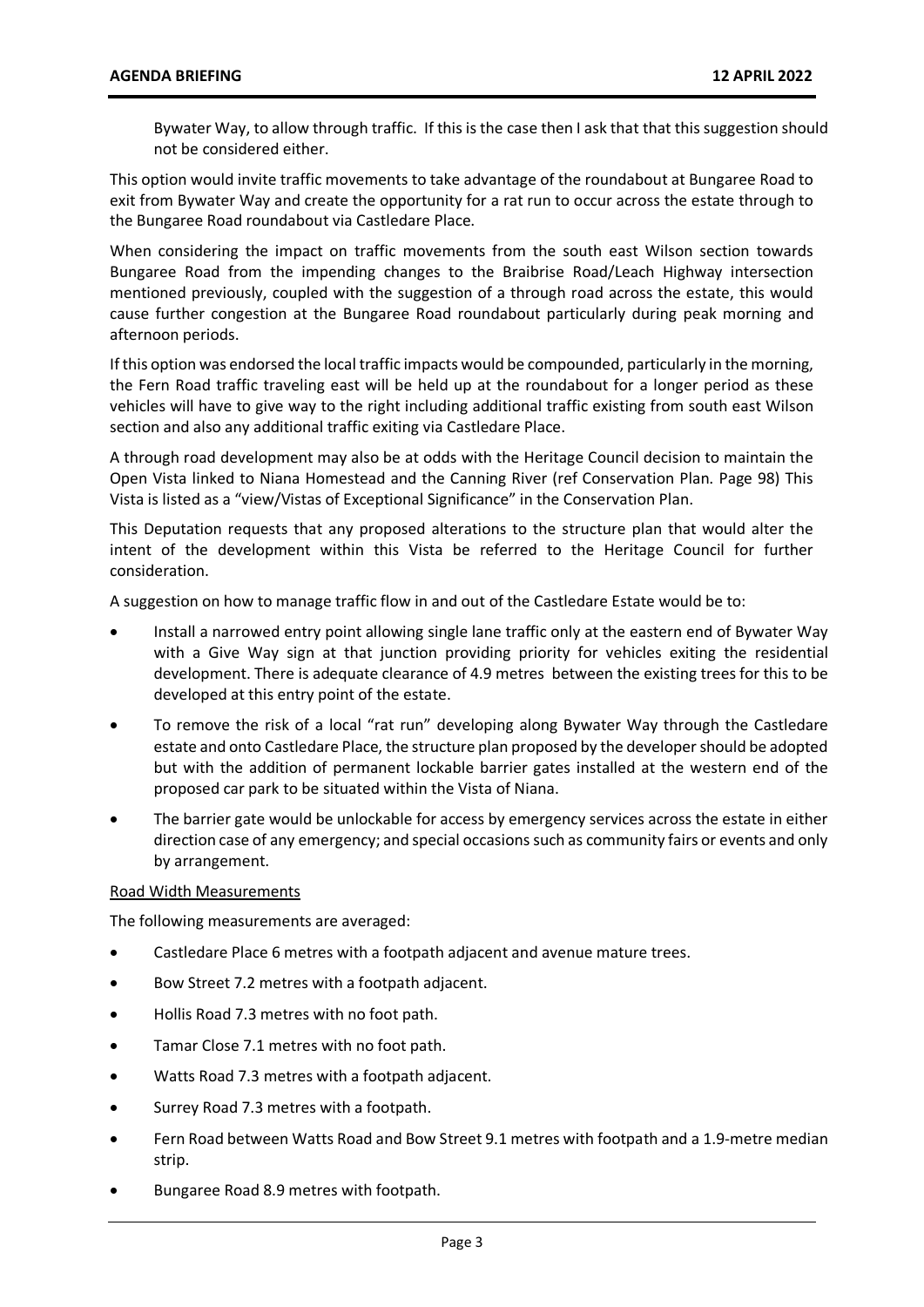Bywater Way, to allow through traffic. If this is the case then I ask that that this suggestion should not be considered either.

This option would invite traffic movements to take advantage of the roundabout at Bungaree Road to exit from Bywater Way and create the opportunity for a rat run to occur across the estate through to the Bungaree Road roundabout via Castledare Place.

When considering the impact on traffic movements from the south east Wilson section towards Bungaree Road from the impending changes to the Braibrise Road/Leach Highway intersection mentioned previously, coupled with the suggestion of a through road across the estate, this would cause further congestion at the Bungaree Road roundabout particularly during peak morning and afternoon periods.

If this option was endorsed the local traffic impacts would be compounded, particularly in the morning, the Fern Road traffic traveling east will be held up at the roundabout for a longer period as these vehicles will have to give way to the right including additional traffic existing from south east Wilson section and also any additional traffic exiting via Castledare Place.

A through road development may also be at odds with the Heritage Council decision to maintain the Open Vista linked to Niana Homestead and the Canning River (ref Conservation Plan. Page 98) This Vista is listed as a "view/Vistas of Exceptional Significance" in the Conservation Plan.

This Deputation requests that any proposed alterations to the structure plan that would alter the intent of the development within this Vista be referred to the Heritage Council for further consideration.

A suggestion on how to manage traffic flow in and out of the Castledare Estate would be to:

- Install a narrowed entry point allowing single lane traffic only at the eastern end of Bywater Way with a Give Way sign at that junction providing priority for vehicles exiting the residential development. There is adequate clearance of 4.9 metres between the existing trees for this to be developed at this entry point of the estate.
- To remove the risk of a local "rat run" developing along Bywater Way through the Castledare estate and onto Castledare Place, the structure plan proposed by the developer should be adopted but with the addition of permanent lockable barrier gates installed at the western end of the proposed car park to be situated within the Vista of Niana.
- The barrier gate would be unlockable for access by emergency services across the estate in either direction case of any emergency; and special occasions such as community fairs or events and only by arrangement.

<u>Road Width Measurements</u>

The following measurements are averaged:

- Castledare Place 6 metres with a footpath adjacent and avenue mature trees.
- Bow Street 7.2 metres with a footpath adjacent.
- Hollis Road 7.3 metres with no foot path.
- Tamar Close 7.1 metres with no foot path.
- Watts Road 7.3 metres with a footpath adjacent.
- Surrey Road 7.3 metres with a footpath.
- Fern Road between Watts Road and Bow Street 9.1 metres with footpath and a 1.9-metre median strip.
- Bungaree Road 8.9 metres with footpath.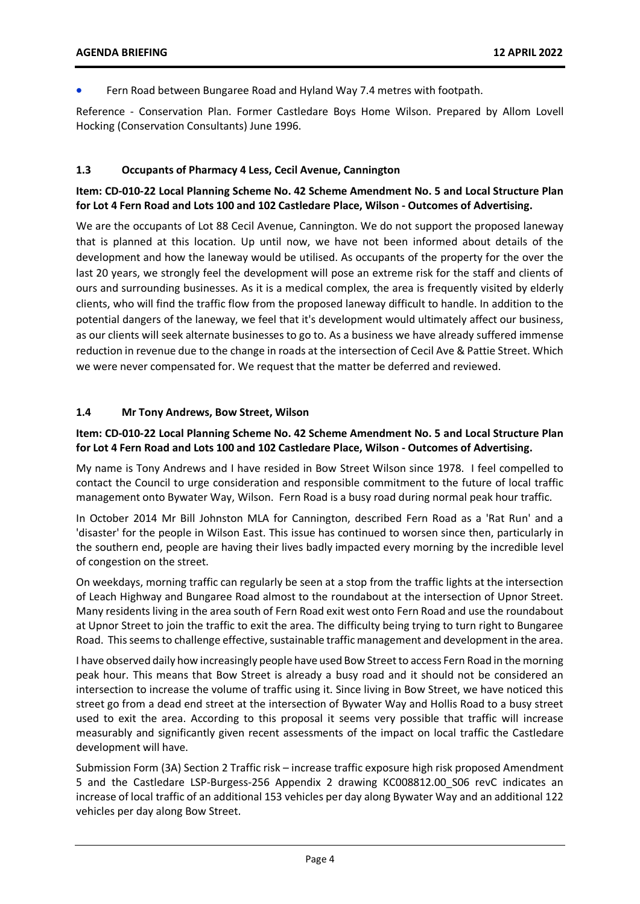- Fern Road between Bungaree Road and Hyland Way 7.4 metres with footpath.

Reference - Conservation Plan. Former Castledare Boys Home Wilson. Prepared by Allom Lovell Hocking (Conservation Consultants) June 1996.

### 1.3 Occupants of Pharmacy 4 Less, Cecil Avenue, Cannington

**Item: CD-010-22 Local Planning Scheme No. 42 Scheme Amendment No. 5 and Local Structure Plan for Lot 4 Fern Road and Lots 100 and 102 Castledare Place, Wilson - Outcomes of Advertising.**

We are the occupants of Lot 88 Cecil Avenue, Cannington. We do not support the proposed laneway that is planned at this location. Up until now, we have not been informed about details of the development and how the laneway would be utilised. As occupants of the property for the over the last 20 years, we strongly feel the development will pose an extreme risk for the staff and clients of ours and surrounding businesses. As it is a medical complex, the area is frequently visited by elderly clients, who will find the traffic flow from the proposed laneway difficult to handle. In addition to the potential dangers of the laneway, we feel that it's development would ultimately affect our business, as our clients will seek alternate businesses to go to. As a business we have already suffered immense reduction in revenue due to the change in roads at the intersection of Cecil Ave & Pattie Street. Which we were never compensated for. We request that the matter be deferred and reviewed.

### 1.4 Mr Tony Andrews, Bow Street, Wilson

**Item: CD-010-22 Local Planning Scheme No. 42 Scheme Amendment No. 5 and Local Structure Plan for Lot 4 Fern Road and Lots 100 and 102 Castledare Place, Wilson - Outcomes of Advertising.**

My name is Tony Andrews and I have resided in Bow Street Wilson since 1978. I feel compelled to contact the Council to urge consideration and responsible commitment to the future of local traffic management onto Bywater Way, Wilson. Fern Road is a busy road during normal peak hour traffic.

In October 2014 Mr Bill Johnston MLA for Cannington, described Fern Road as a 'Rat Run' and a 'disaster' for the people in Wilson East. This issue has continued to worsen since then, particularly in the southern end, people are having their lives badly impacted every morning by the incredible level of congestion on the street.

On weekdays, morning traffic can regularly be seen at a stop from the traffic lights at the intersection of Leach Highway and Bungaree Road almost to the roundabout at the intersection of Upnor Street. Many residents living in the area south of Fern Road exit west onto Fern Road and use the roundabout at Upnor Street to join the traffic to exit the area. The difficulty being trying to turn right to Bungaree Road. This seems to challenge effective, sustainable traffic management and development in the area.

I have observed daily how increasingly people have used Bow Street to access Fern Road in the morning peak hour. This means that Bow Street is already a busy road and it should not be considered an intersection to increase the volume of traffic using it. Since living in Bow Street, we have noticed this street go from a dead end street at the intersection of Bywater Way and Hollis Road to a busy street used to exit the area. According to this proposal it seems very possible that traffic will increase measurably and significantly given recent assessments of the impact on local traffic the Castledare development will have.

Submission Form (3A) Section 2 Traffic risk – increase traffic exposure high risk proposed Amendment 5 and the Castledare LSP-Burgess-256 Appendix 2 drawing KC008812.00_S06 revC indicates an increase of local traffic of an additional 153 vehicles per day along Bywater Way and an additional 122 vehicles per day along Bow Street.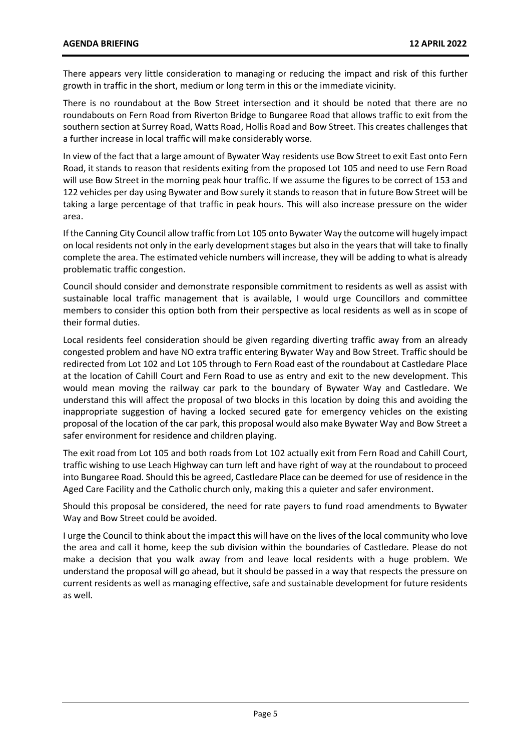There appears very little consideration to managing or reducing the impact and risk of this further growth in traffic in the short, medium or long term in this or the immediate vicinity.

There is no roundabout at the Bow Street intersection and it should be noted that there are no roundabouts on Fern Road from Riverton Bridge to Bungaree Road that allows traffic to exit from the southern section at Surrey Road, Watts Road, Hollis Road and Bow Street. This creates challenges that a further increase in local traffic will make considerably worse.

In view of the fact that a large amount of Bywater Way residents use Bow Street to exit East onto Fern Road, it stands to reason that residents exiting from the proposed Lot 105 and need to use Fern Road will use Bow Street in the morning peak hour traffic. If we assume the figures to be correct of 153 and 122 vehicles per day using Bywater and Bow surely it stands to reason that in future Bow Street will be taking a large percentage of that traffic in peak hours. This will also increase pressure on the wider area.

If the Canning City Council allow traffic from Lot 105 onto Bywater Way the outcome will hugely impact on local residents not only in the early development stages but also in the years that will take to finally complete the area. The estimated vehicle numbers will increase, they will be adding to what is already problematic traffic congestion.

Council should consider and demonstrate responsible commitment to residents as well as assist with sustainable local traffic management that is available, I would urge Councillors and committee members to consider this option both from their perspective as local residents as well as in scope of their formal duties.

Local residents feel consideration should be given regarding diverting traffic away from an already congested problem and have NO extra traffic entering Bywater Way and Bow Street. Traffic should be redirected from Lot 102 and Lot 105 through to Fern Road east of the roundabout at Castledare Place at the location of Cahill Court and Fern Road to use as entry and exit to the new development. This would mean moving the railway car park to the boundary of Bywater Way and Castledare. We understand this will affect the proposal of two blocks in this location by doing this and avoiding the inappropriate suggestion of having a locked secured gate for emergency vehicles on the existing proposal of the location of the car park, this proposal would also make Bywater Way and Bow Street a safer environment for residence and children playing.

The exit road from Lot 105 and both roads from Lot 102 actually exit from Fern Road and Cahill Court, traffic wishing to use Leach Highway can turn left and have right of way at the roundabout to proceed into Bungaree Road. Should this be agreed, Castledare Place can be deemed for use of residence in the Aged Care Facility and the Catholic church only, making this a quieter and safer environment.

Should this proposal be considered, the need for rate payers to fund road amendments to Bywater Way and Bow Street could be avoided.

I urge the Council to think about the impact this will have on the lives of the local community who love the area and call it home, keep the sub division within the boundaries of Castledare. Please do not make a decision that you walk away from and leave local residents with a huge problem. We understand the proposal will go ahead, but it should be passed in a way that respects the pressure on current residents as well as managing effective, safe and sustainable development for future residents as well.